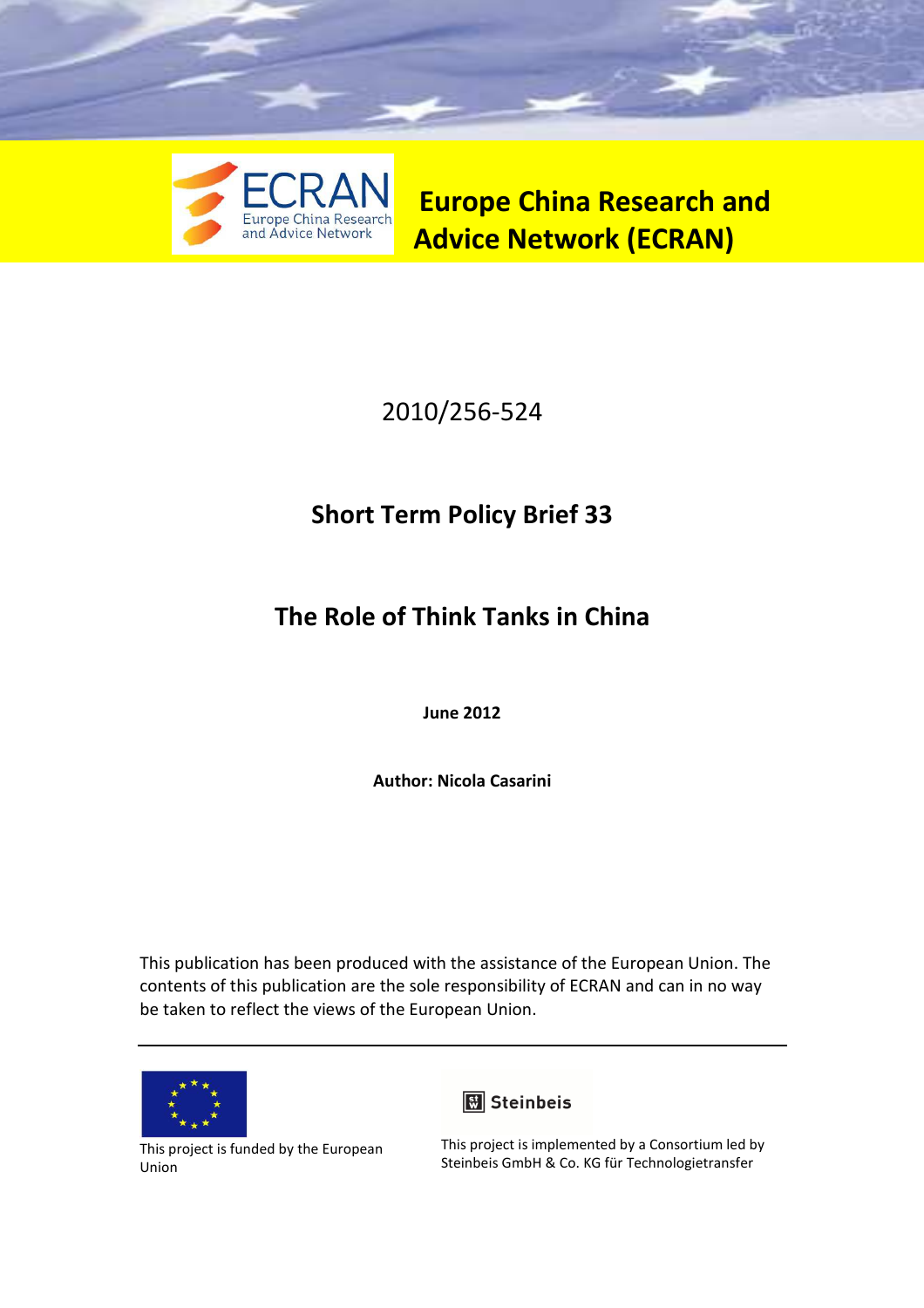ECRAN
Europe China Research and Advice Network

# Europe China Research and Advice Network (ECRAN)

2010/256-524

## Short Term Policy Brief 33

## The Role of Think Tanks in China

**June 2012**

**Author: Nicola Casarini**

This publication has been produced with the assistance of the European Union. The contents of this publication are the sole responsibility of ECRAN and can in no way be taken to reflect the views of the European Union.

---

This project is funded by the European Union

Steinbeis

This project is implemented by a Consortium led by Steinbeis GmbH & Co. KG für Technologietransfer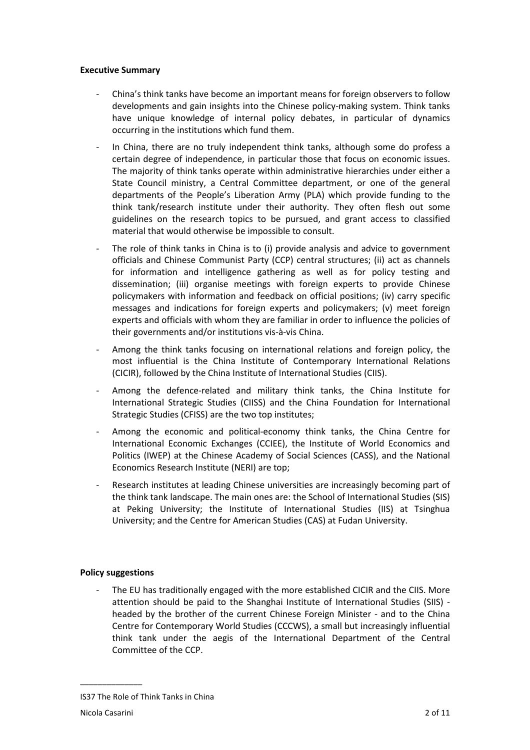**Executive Summary**

- China's think tanks have become an important means for foreign observers to follow developments and gain insights into the Chinese policy-making system. Think tanks have unique knowledge of internal policy debates, in particular of dynamics occurring in the institutions which fund them.
- In China, there are no truly independent think tanks, although some do profess a certain degree of independence, in particular those that focus on economic issues. The majority of think tanks operate within administrative hierarchies under either a State Council ministry, a Central Committee department, or one of the general departments of the People's Liberation Army (PLA) which provide funding to the think tank/research institute under their authority. They often flesh out some guidelines on the research topics to be pursued, and grant access to classified material that would otherwise be impossible to consult.
- The role of think tanks in China is to (i) provide analysis and advice to government officials and Chinese Communist Party (CCP) central structures; (ii) act as channels for information and intelligence gathering as well as for policy testing and dissemination; (iii) organise meetings with foreign experts to provide Chinese policymakers with information and feedback on official positions; (iv) carry specific messages and indications for foreign experts and policymakers; (v) meet foreign experts and officials with whom they are familiar in order to influence the policies of their governments and/or institutions vis-à-vis China.
- Among the think tanks focusing on international relations and foreign policy, the most influential is the China Institute of Contemporary International Relations (CICIR), followed by the China Institute of International Studies (CIIS).
- Among the defence-related and military think tanks, the China Institute for International Strategic Studies (CIISS) and the China Foundation for International Strategic Studies (CFISS) are the two top institutes;
- Among the economic and political-economy think tanks, the China Centre for International Economic Exchanges (CCIEE), the Institute of World Economics and Politics (IWEP) at the Chinese Academy of Social Sciences (CASS), and the National Economics Research Institute (NERI) are top;
- Research institutes at leading Chinese universities are increasingly becoming part of the think tank landscape. The main ones are: the School of International Studies (SIS) at Peking University; the Institute of International Studies (IIS) at Tsinghua University; and the Centre for American Studies (CAS) at Fudan University.

**Policy suggestions**

- The EU has traditionally engaged with the more established CICIR and the CIIS. More attention should be paid to the Shanghai Institute of International Studies (SIIS) - headed by the brother of the current Chinese Foreign Minister - and to the China Centre for Contemporary World Studies (CCCWS), a small but increasingly influential think tank under the aegis of the International Department of the Central Committee of the CCP.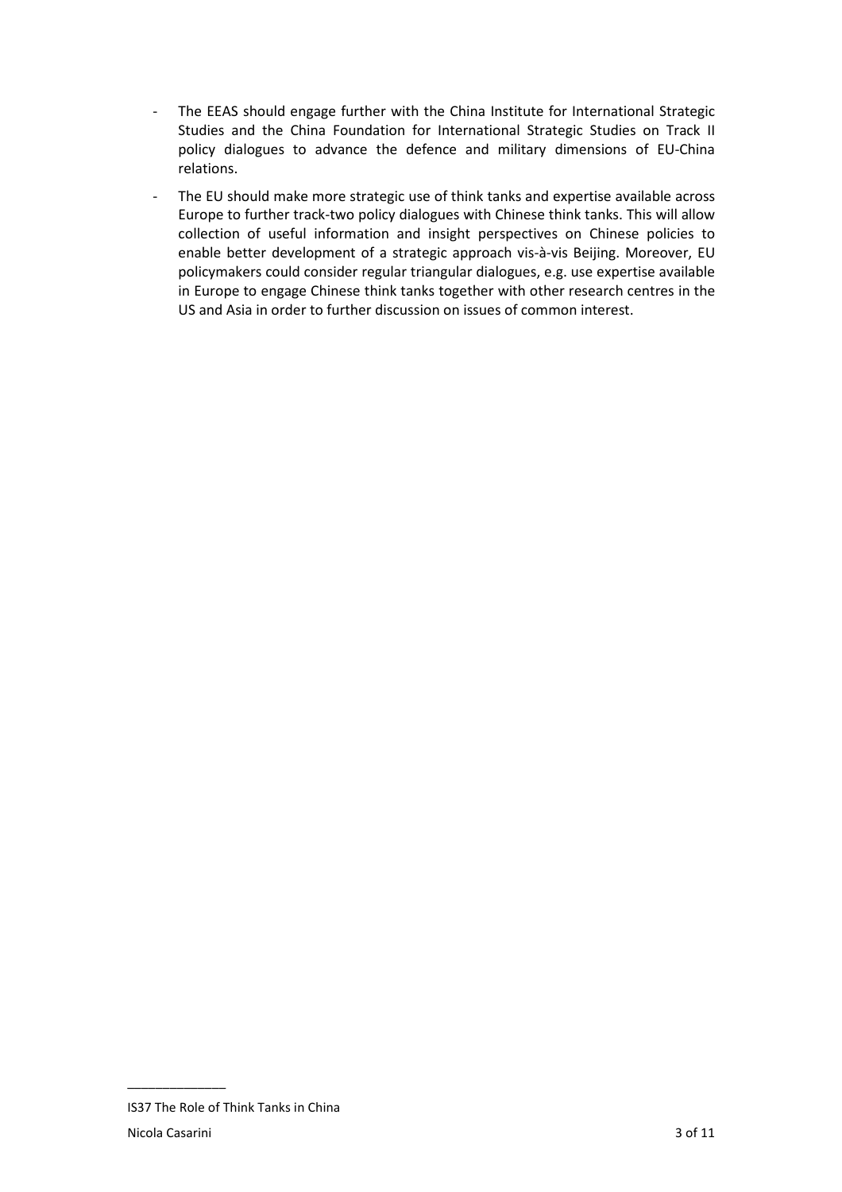- The EEAS should engage further with the China Institute for International Strategic Studies and the China Foundation for International Strategic Studies on Track II policy dialogues to advance the defence and military dimensions of EU-China relations.
- The EU should make more strategic use of think tanks and expertise available across Europe to further track-two policy dialogues with Chinese think tanks. This will allow collection of useful information and insight perspectives on Chinese policies to enable better development of a strategic approach vis-à-vis Beijing. Moreover, EU policymakers could consider regular triangular dialogues, e.g. use expertise available in Europe to engage Chinese think tanks together with other research centres in the US and Asia in order to further discussion on issues of common interest.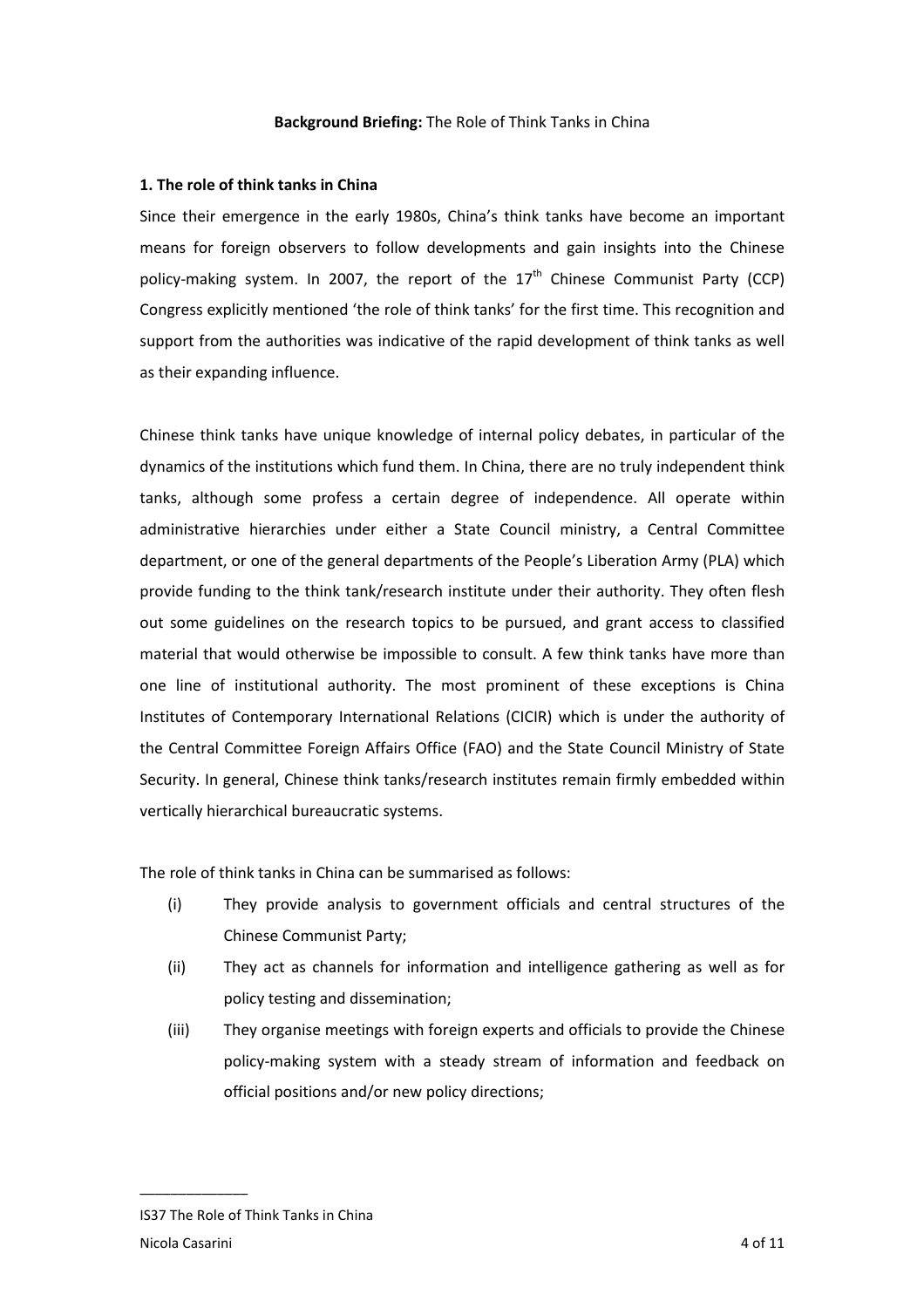**Background Briefing:** The Role of Think Tanks in China

## 1. The role of think tanks in China

Since their emergence in the early 1980s, China's think tanks have become an important means for foreign observers to follow developments and gain insights into the Chinese policy-making system. In 2007, the report of the 17th Chinese Communist Party (CCP) Congress explicitly mentioned 'the role of think tanks' for the first time. This recognition and support from the authorities was indicative of the rapid development of think tanks as well as their expanding influence.

Chinese think tanks have unique knowledge of internal policy debates, in particular of the dynamics of the institutions which fund them. In China, there are no truly independent think tanks, although some profess a certain degree of independence. All operate within administrative hierarchies under either a State Council ministry, a Central Committee department, or one of the general departments of the People's Liberation Army (PLA) which provide funding to the think tank/research institute under their authority. They often flesh out some guidelines on the research topics to be pursued, and grant access to classified material that would otherwise be impossible to consult. A few think tanks have more than one line of institutional authority. The most prominent of these exceptions is China Institutes of Contemporary International Relations (CICIR) which is under the authority of the Central Committee Foreign Affairs Office (FAO) and the State Council Ministry of State Security. In general, Chinese think tanks/research institutes remain firmly embedded within vertically hierarchical bureaucratic systems.

The role of think tanks in China can be summarised as follows:

- (i) They provide analysis to government officials and central structures of the Chinese Communist Party;
- (ii) They act as channels for information and intelligence gathering as well as for policy testing and dissemination;
- (iii) They organise meetings with foreign experts and officials to provide the Chinese policy-making system with a steady stream of information and feedback on official positions and/or new policy directions;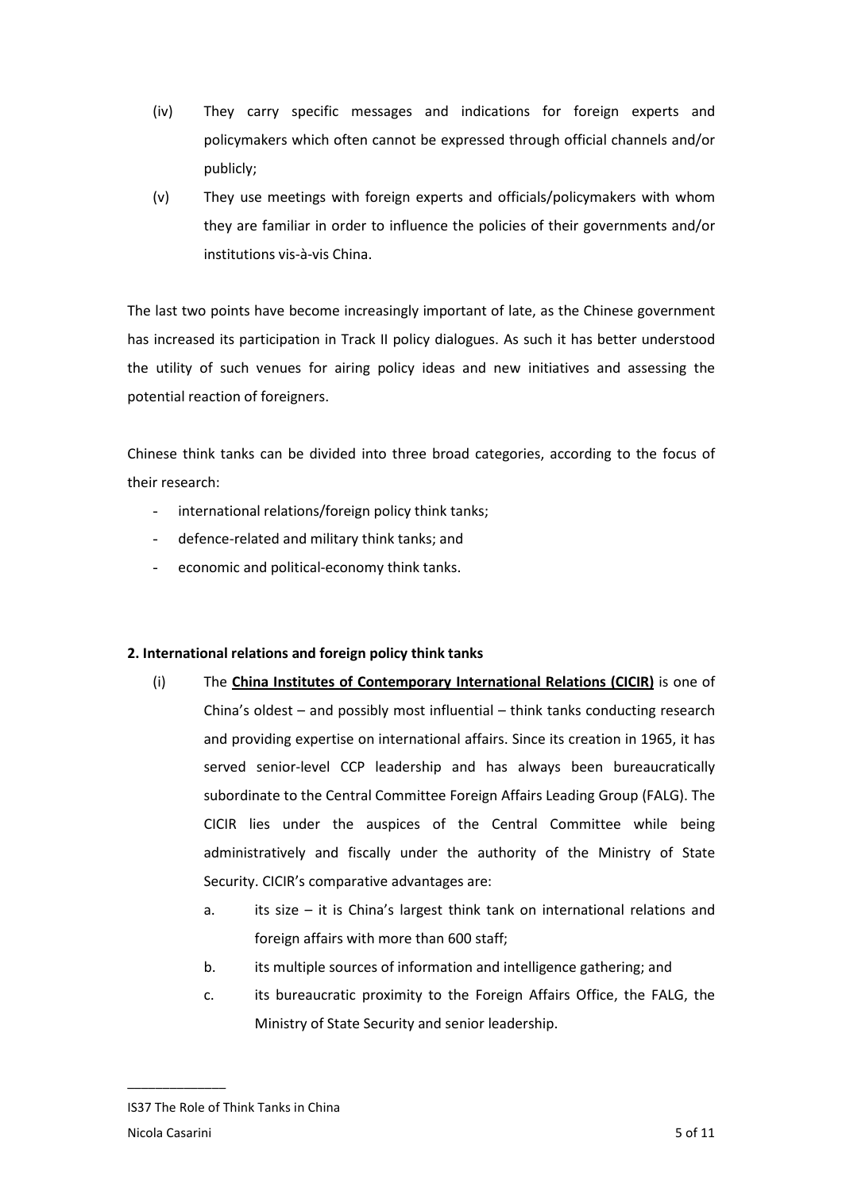(iv) They carry specific messages and indications for foreign experts and policymakers which often cannot be expressed through official channels and/or publicly;

(v) They use meetings with foreign experts and officials/policymakers with whom they are familiar in order to influence the policies of their governments and/or institutions vis-à-vis China.

The last two points have become increasingly important of late, as the Chinese government has increased its participation in Track II policy dialogues. As such it has better understood the utility of such venues for airing policy ideas and new initiatives and assessing the potential reaction of foreigners.

Chinese think tanks can be divided into three broad categories, according to the focus of their research:

- international relations/foreign policy think tanks;
- defence-related and military think tanks; and
- economic and political-economy think tanks.

**2. International relations and foreign policy think tanks**

(i) The **China Institutes of Contemporary International Relations (CICIR)** is one of China's oldest – and possibly most influential – think tanks conducting research and providing expertise on international affairs. Since its creation in 1965, it has served senior-level CCP leadership and has always been bureaucratically subordinate to the Central Committee Foreign Affairs Leading Group (FALG). The CICIR lies under the auspices of the Central Committee while being administratively and fiscally under the authority of the Ministry of State Security. CICIR's comparative advantages are:

   a. its size – it is China's largest think tank on international relations and foreign affairs with more than 600 staff;

   b. its multiple sources of information and intelligence gathering; and

   c. its bureaucratic proximity to the Foreign Affairs Office, the FALG, the Ministry of State Security and senior leadership.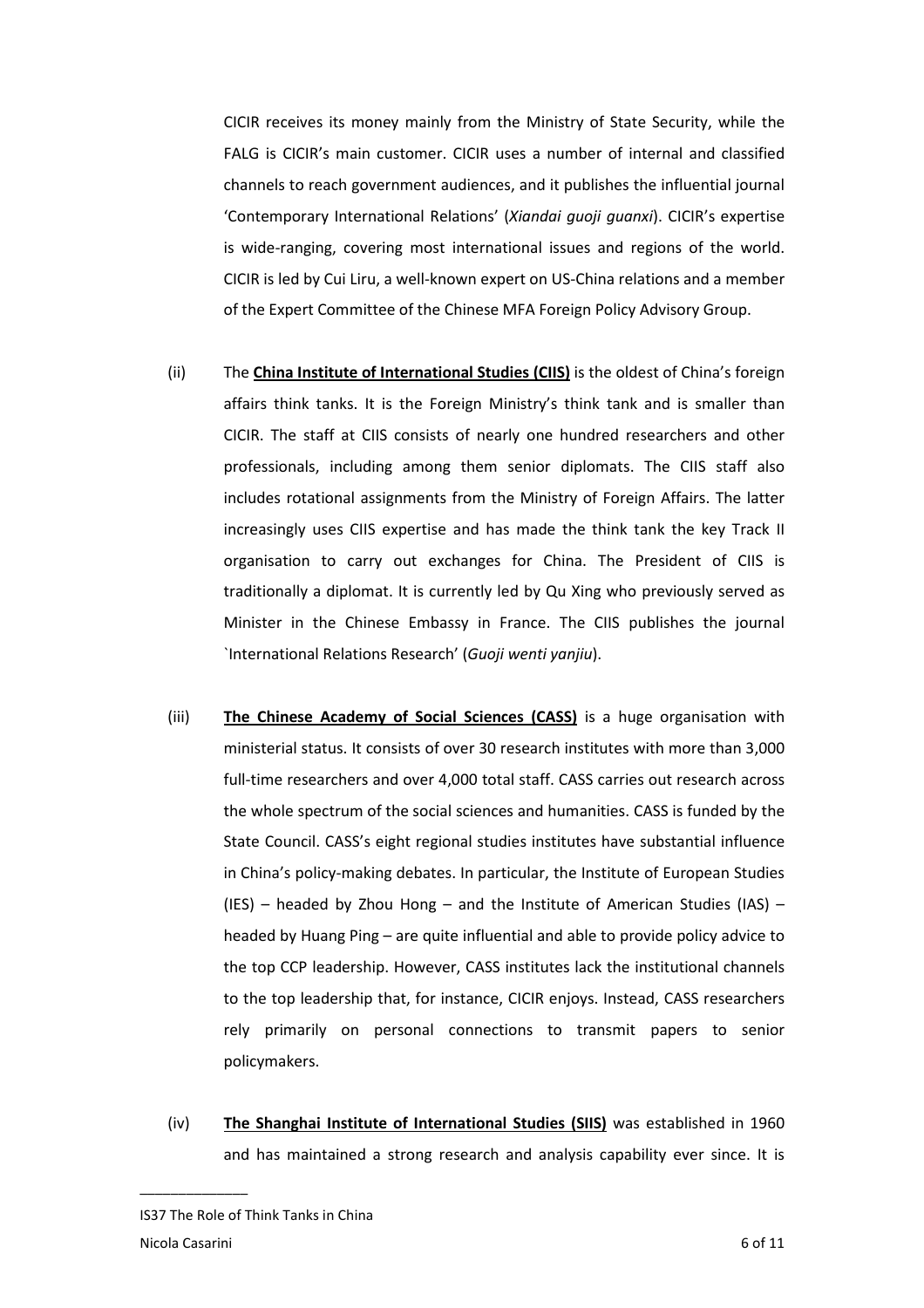CICIR receives its money mainly from the Ministry of State Security, while the FALG is CICIR's main customer. CICIR uses a number of internal and classified channels to reach government audiences, and it publishes the influential journal 'Contemporary International Relations' (*Xiandai guoji guanxi*). CICIR's expertise is wide-ranging, covering most international issues and regions of the world. CICIR is led by Cui Liru, a well-known expert on US-China relations and a member of the Expert Committee of the Chinese MFA Foreign Policy Advisory Group.

(ii) The **China Institute of International Studies (CIIS)** is the oldest of China's foreign affairs think tanks. It is the Foreign Ministry's think tank and is smaller than CICIR. The staff at CIIS consists of nearly one hundred researchers and other professionals, including among them senior diplomats. The CIIS staff also includes rotational assignments from the Ministry of Foreign Affairs. The latter increasingly uses CIIS expertise and has made the think tank the key Track II organisation to carry out exchanges for China. The President of CIIS is traditionally a diplomat. It is currently led by Qu Xing who previously served as Minister in the Chinese Embassy in France. The CIIS publishes the journal `International Relations Research' (*Guoji wenti yanjiu*).

(iii) **The Chinese Academy of Social Sciences (CASS)** is a huge organisation with ministerial status. It consists of over 30 research institutes with more than 3,000 full-time researchers and over 4,000 total staff. CASS carries out research across the whole spectrum of the social sciences and humanities. CASS is funded by the State Council. CASS's eight regional studies institutes have substantial influence in China's policy-making debates. In particular, the Institute of European Studies (IES) – headed by Zhou Hong – and the Institute of American Studies (IAS) – headed by Huang Ping – are quite influential and able to provide policy advice to the top CCP leadership. However, CASS institutes lack the institutional channels to the top leadership that, for instance, CICIR enjoys. Instead, CASS researchers rely primarily on personal connections to transmit papers to senior policymakers.

(iv) **The Shanghai Institute of International Studies (SIIS)** was established in 1960 and has maintained a strong research and analysis capability ever since. It is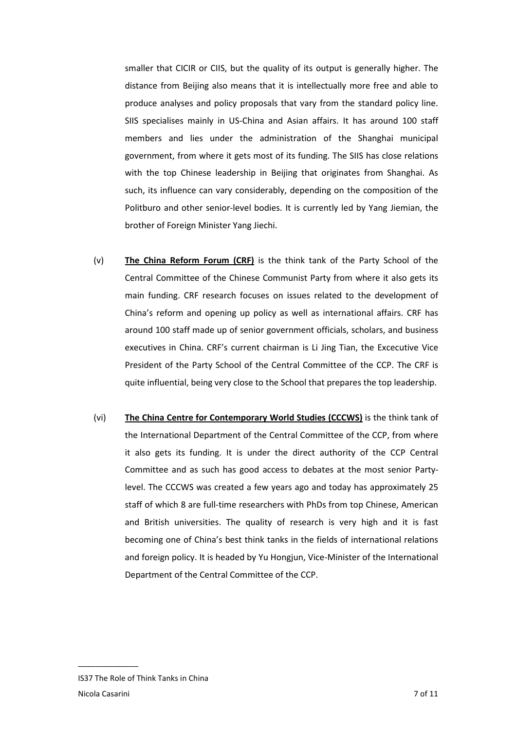smaller that CICIR or CIIS, but the quality of its output is generally higher. The distance from Beijing also means that it is intellectually more free and able to produce analyses and policy proposals that vary from the standard policy line. SIIS specialises mainly in US-China and Asian affairs. It has around 100 staff members and lies under the administration of the Shanghai municipal government, from where it gets most of its funding. The SIIS has close relations with the top Chinese leadership in Beijing that originates from Shanghai. As such, its influence can vary considerably, depending on the composition of the Politburo and other senior-level bodies. It is currently led by Yang Jiemian, the brother of Foreign Minister Yang Jiechi.

(v) **The China Reform Forum (CRF)** is the think tank of the Party School of the Central Committee of the Chinese Communist Party from where it also gets its main funding. CRF research focuses on issues related to the development of China's reform and opening up policy as well as international affairs. CRF has around 100 staff made up of senior government officials, scholars, and business executives in China. CRF's current chairman is Li Jing Tian, the Excecutive Vice President of the Party School of the Central Committee of the CCP. The CRF is quite influential, being very close to the School that prepares the top leadership.

(vi) **The China Centre for Contemporary World Studies (CCCWS)** is the think tank of the International Department of the Central Committee of the CCP, from where it also gets its funding. It is under the direct authority of the CCP Central Committee and as such has good access to debates at the most senior Party-level. The CCCWS was created a few years ago and today has approximately 25 staff of which 8 are full-time researchers with PhDs from top Chinese, American and British universities. The quality of research is very high and it is fast becoming one of China's best think tanks in the fields of international relations and foreign policy. It is headed by Yu Hongjun, Vice-Minister of the International Department of the Central Committee of the CCP.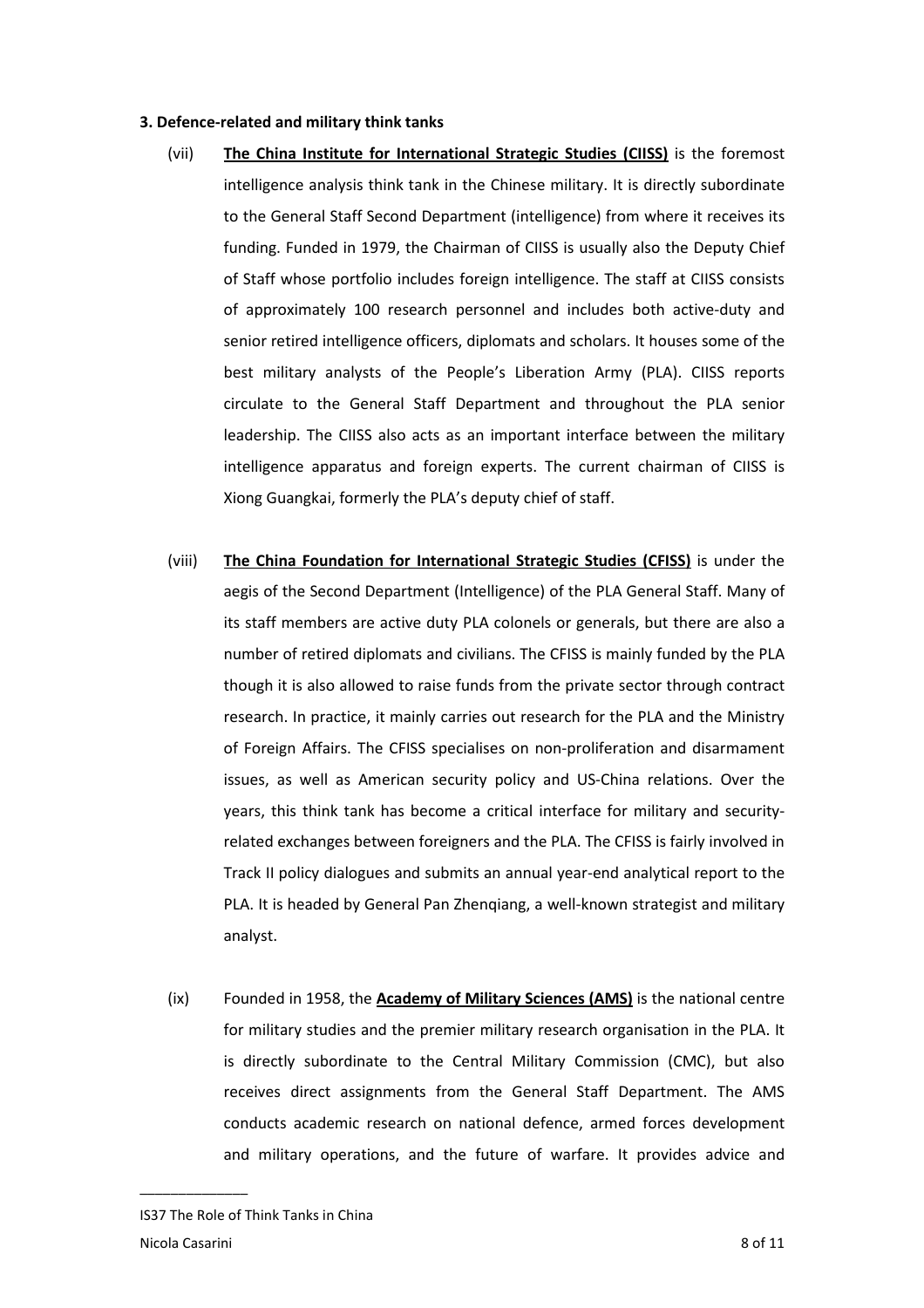**3. Defence-related and military think tanks**

(vii) **The China Institute for International Strategic Studies (CIISS)** is the foremost intelligence analysis think tank in the Chinese military. It is directly subordinate to the General Staff Second Department (intelligence) from where it receives its funding. Funded in 1979, the Chairman of CIISS is usually also the Deputy Chief of Staff whose portfolio includes foreign intelligence. The staff at CIISS consists of approximately 100 research personnel and includes both active-duty and senior retired intelligence officers, diplomats and scholars. It houses some of the best military analysts of the People's Liberation Army (PLA). CIISS reports circulate to the General Staff Department and throughout the PLA senior leadership. The CIISS also acts as an important interface between the military intelligence apparatus and foreign experts. The current chairman of CIISS is Xiong Guangkai, formerly the PLA's deputy chief of staff.

(viii) **The China Foundation for International Strategic Studies (CFISS)** is under the aegis of the Second Department (Intelligence) of the PLA General Staff. Many of its staff members are active duty PLA colonels or generals, but there are also a number of retired diplomats and civilians. The CFISS is mainly funded by the PLA though it is also allowed to raise funds from the private sector through contract research. In practice, it mainly carries out research for the PLA and the Ministry of Foreign Affairs. The CFISS specialises on non-proliferation and disarmament issues, as well as American security policy and US-China relations. Over the years, this think tank has become a critical interface for military and security-related exchanges between foreigners and the PLA. The CFISS is fairly involved in Track II policy dialogues and submits an annual year-end analytical report to the PLA. It is headed by General Pan Zhenqiang, a well-known strategist and military analyst.

(ix) Founded in 1958, the **Academy of Military Sciences (AMS)** is the national centre for military studies and the premier military research organisation in the PLA. It is directly subordinate to the Central Military Commission (CMC), but also receives direct assignments from the General Staff Department. The AMS conducts academic research on national defence, armed forces development and military operations, and the future of warfare. It provides advice and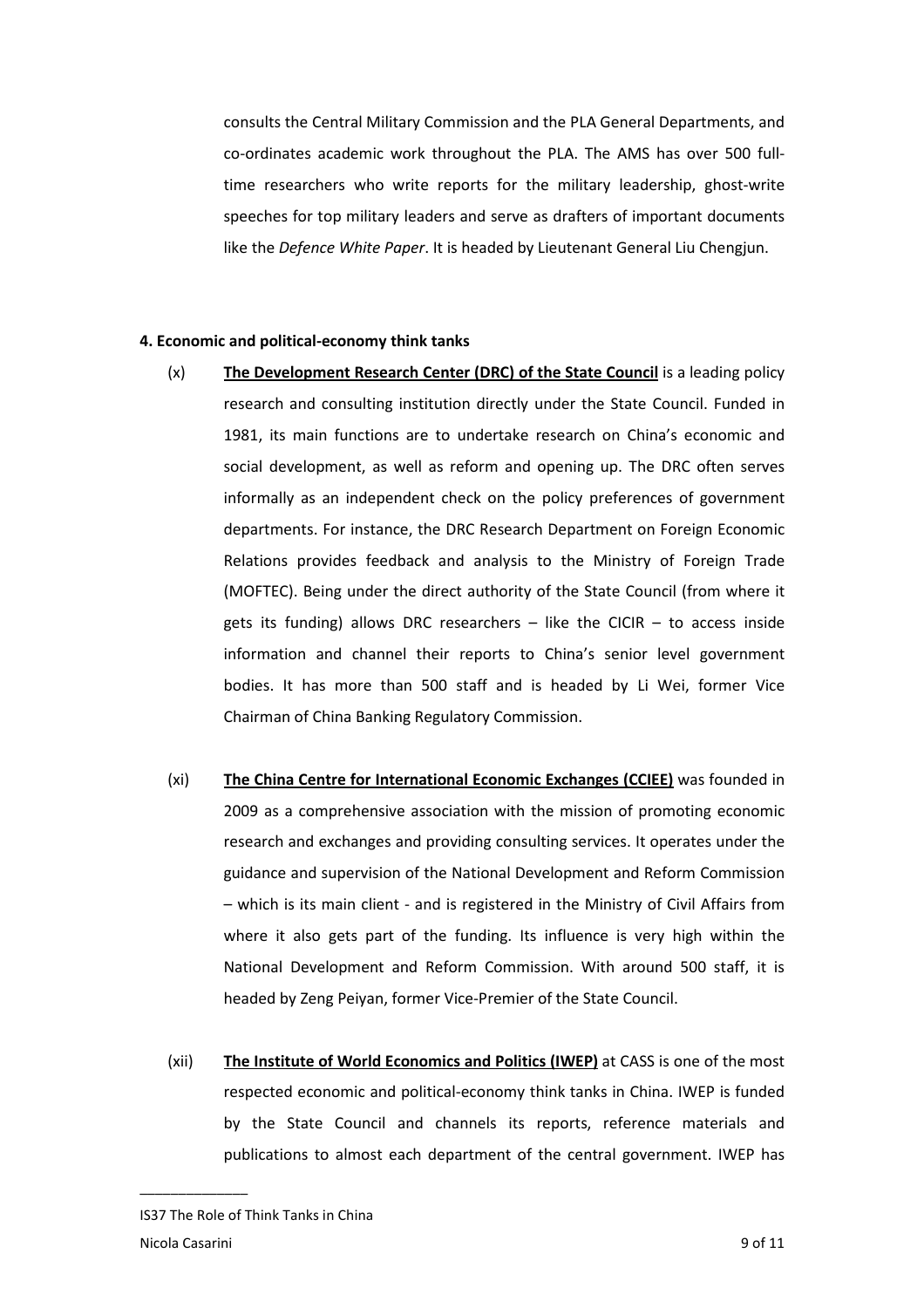consults the Central Military Commission and the PLA General Departments, and co-ordinates academic work throughout the PLA. The AMS has over 500 full-time researchers who write reports for the military leadership, ghost-write speeches for top military leaders and serve as drafters of important documents like the *Defence White Paper*. It is headed by Lieutenant General Liu Chengjun.

**4. Economic and political-economy think tanks**

(x) **The Development Research Center (DRC) of the State Council** is a leading policy research and consulting institution directly under the State Council. Funded in 1981, its main functions are to undertake research on China's economic and social development, as well as reform and opening up. The DRC often serves informally as an independent check on the policy preferences of government departments. For instance, the DRC Research Department on Foreign Economic Relations provides feedback and analysis to the Ministry of Foreign Trade (MOFTEC). Being under the direct authority of the State Council (from where it gets its funding) allows DRC researchers – like the CICIR – to access inside information and channel their reports to China's senior level government bodies. It has more than 500 staff and is headed by Li Wei, former Vice Chairman of China Banking Regulatory Commission.

(xi) **The China Centre for International Economic Exchanges (CCIEE)** was founded in 2009 as a comprehensive association with the mission of promoting economic research and exchanges and providing consulting services. It operates under the guidance and supervision of the National Development and Reform Commission – which is its main client - and is registered in the Ministry of Civil Affairs from where it also gets part of the funding. Its influence is very high within the National Development and Reform Commission. With around 500 staff, it is headed by Zeng Peiyan, former Vice-Premier of the State Council.

(xii) **The Institute of World Economics and Politics (IWEP)** at CASS is one of the most respected economic and political-economy think tanks in China. IWEP is funded by the State Council and channels its reports, reference materials and publications to almost each department of the central government. IWEP has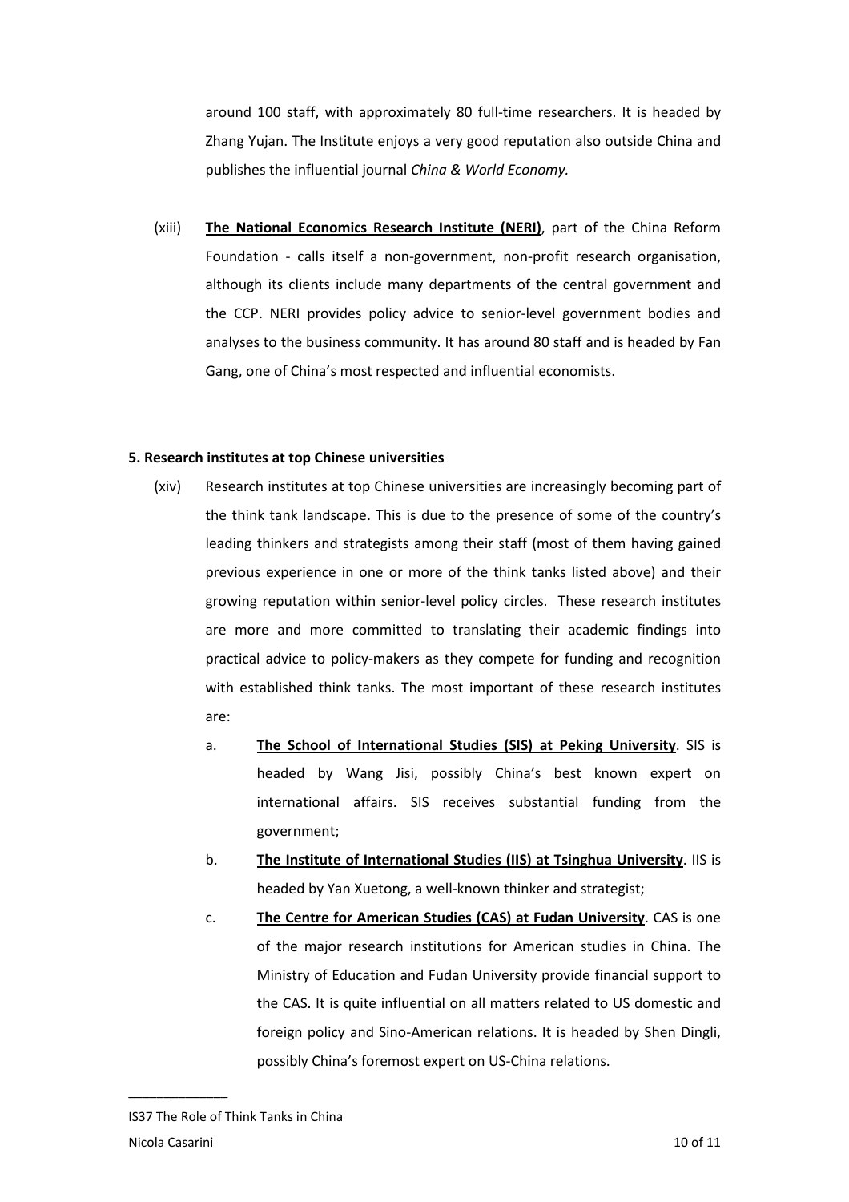around 100 staff, with approximately 80 full-time researchers. It is headed by Zhang Yujan. The Institute enjoys a very good reputation also outside China and publishes the influential journal *China & World Economy.*

(xiii) **The National Economics Research Institute (NERI)**, part of the China Reform Foundation - calls itself a non-government, non-profit research organisation, although its clients include many departments of the central government and the CCP. NERI provides policy advice to senior-level government bodies and analyses to the business community. It has around 80 staff and is headed by Fan Gang, one of China's most respected and influential economists.

**5. Research institutes at top Chinese universities**

(xiv) Research institutes at top Chinese universities are increasingly becoming part of the think tank landscape. This is due to the presence of some of the country's leading thinkers and strategists among their staff (most of them having gained previous experience in one or more of the think tanks listed above) and their growing reputation within senior-level policy circles. These research institutes are more and more committed to translating their academic findings into practical advice to policy-makers as they compete for funding and recognition with established think tanks. The most important of these research institutes are:

a. **The School of International Studies (SIS) at Peking University**. SIS is headed by Wang Jisi, possibly China's best known expert on international affairs. SIS receives substantial funding from the government;

b. **The Institute of International Studies (IIS) at Tsinghua University**. IIS is headed by Yan Xuetong, a well-known thinker and strategist;

c. **The Centre for American Studies (CAS) at Fudan University**. CAS is one of the major research institutions for American studies in China. The Ministry of Education and Fudan University provide financial support to the CAS. It is quite influential on all matters related to US domestic and foreign policy and Sino-American relations. It is headed by Shen Dingli, possibly China's foremost expert on US-China relations.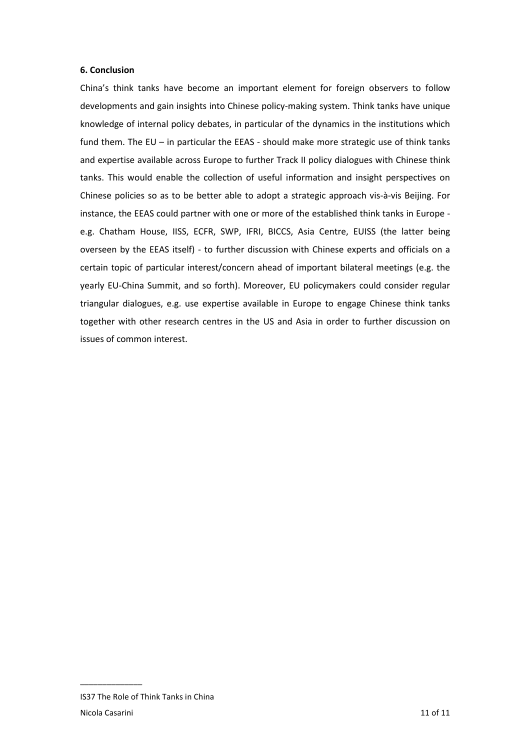**6. Conclusion**

China's think tanks have become an important element for foreign observers to follow developments and gain insights into Chinese policy-making system. Think tanks have unique knowledge of internal policy debates, in particular of the dynamics in the institutions which fund them. The EU – in particular the EEAS - should make more strategic use of think tanks and expertise available across Europe to further Track II policy dialogues with Chinese think tanks. This would enable the collection of useful information and insight perspectives on Chinese policies so as to be better able to adopt a strategic approach vis-à-vis Beijing. For instance, the EEAS could partner with one or more of the established think tanks in Europe - e.g. Chatham House, IISS, ECFR, SWP, IFRI, BICCS, Asia Centre, EUISS (the latter being overseen by the EEAS itself) - to further discussion with Chinese experts and officials on a certain topic of particular interest/concern ahead of important bilateral meetings (e.g. the yearly EU-China Summit, and so forth). Moreover, EU policymakers could consider regular triangular dialogues, e.g. use expertise available in Europe to engage Chinese think tanks together with other research centres in the US and Asia in order to further discussion on issues of common interest.